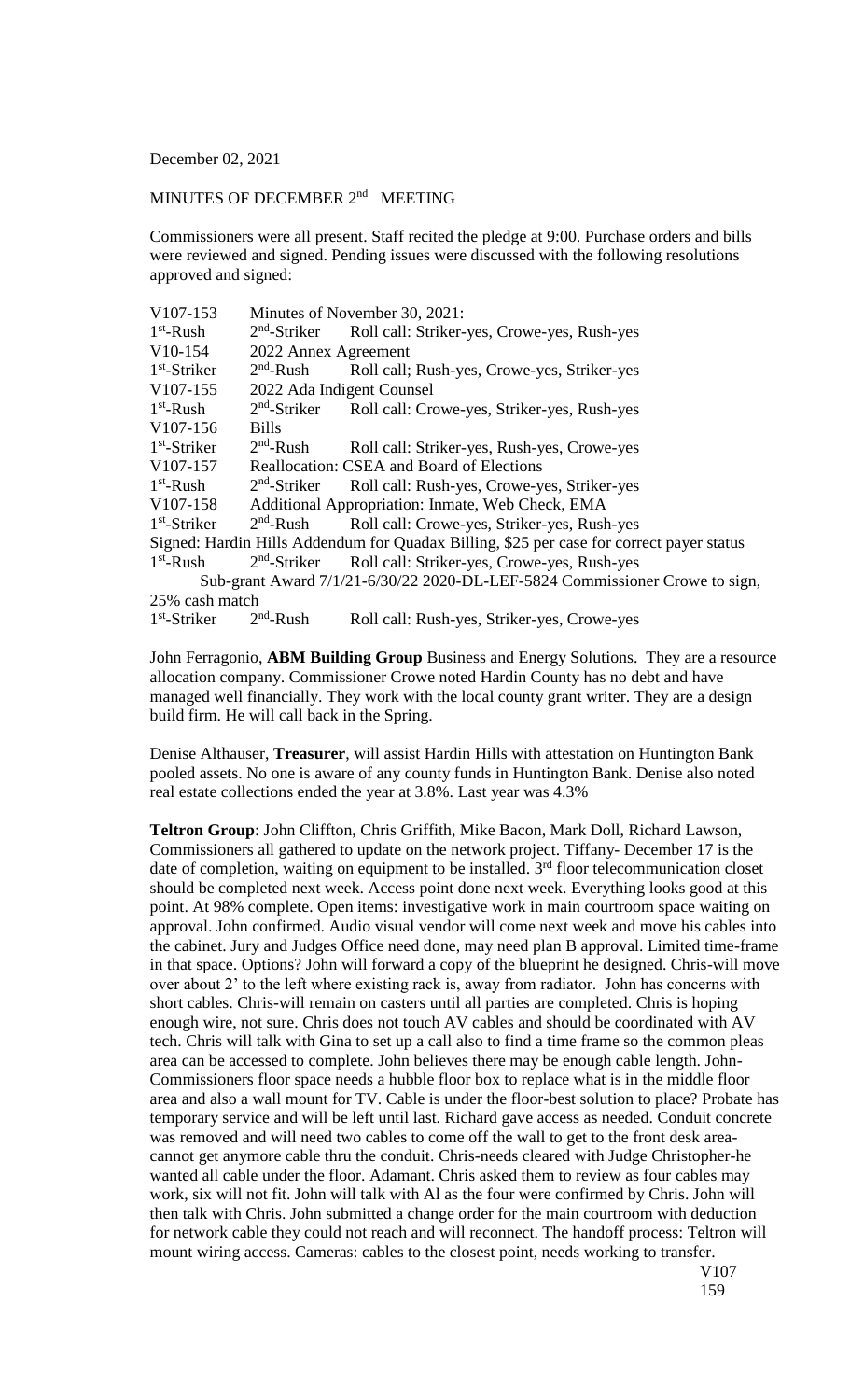December 02, 2021

MINUTES OF DECEMBER 2nd MEETING

Commissioners were all present. Staff recited the pledge at 9:00. Purchase orders and bills were reviewed and signed. Pending issues were discussed with the following resolutions approved and signed:

| | | |
|---|---|---|
| V107-153 | Minutes of November 30, 2021: | |
| 1st-Rush | 2nd-Striker | Roll call: Striker-yes, Crowe-yes, Rush-yes |
| V10-154 | 2022 Annex Agreement | |
| 1st-Striker | 2nd-Rush | Roll call; Rush-yes, Crowe-yes, Striker-yes |
| V107-155 | 2022 Ada Indigent Counsel | |
| 1st-Rush | 2nd-Striker | Roll call: Crowe-yes, Striker-yes, Rush-yes |
| V107-156 | Bills | |
| 1st-Striker | 2nd-Rush | Roll call: Striker-yes, Rush-yes, Crowe-yes |
| V107-157 | Reallocation: CSEA and Board of Elections | |
| 1st-Rush | 2nd-Striker | Roll call: Rush-yes, Crowe-yes, Striker-yes |
| V107-158 | Additional Appropriation: Inmate, Web Check, EMA | |
| 1st-Striker | 2nd-Rush | Roll call: Crowe-yes, Striker-yes, Rush-yes |

Signed: Hardin Hills Addendum for Quadax Billing, $25 per case for correct payer status

| | | |
|---|---|---|
| 1st-Rush | 2nd-Striker | Roll call: Striker-yes, Crowe-yes, Rush-yes |

Sub-grant Award 7/1/21-6/30/22 2020-DL-LEF-5824 Commissioner Crowe to sign, 25% cash match

| | | |
|---|---|---|
| 1st-Striker | 2nd-Rush | Roll call: Rush-yes, Striker-yes, Crowe-yes |

John Ferragonio, **ABM Building Group** Business and Energy Solutions. They are a resource allocation company. Commissioner Crowe noted Hardin County has no debt and have managed well financially. They work with the local county grant writer. They are a design build firm. He will call back in the Spring.

Denise Althauser, **Treasurer**, will assist Hardin Hills with attestation on Huntington Bank pooled assets. No one is aware of any county funds in Huntington Bank. Denise also noted real estate collections ended the year at 3.8%. Last year was 4.3%

**Teltron Group**: John Cliffton, Chris Griffith, Mike Bacon, Mark Doll, Richard Lawson, Commissioners all gathered to update on the network project. Tiffany- December 17 is the date of completion, waiting on equipment to be installed. 3rd floor telecommunication closet should be completed next week. Access point done next week. Everything looks good at this point. At 98% complete. Open items: investigative work in main courtroom space waiting on approval. John confirmed. Audio visual vendor will come next week and move his cables into the cabinet. Jury and Judges Office need done, may need plan B approval. Limited time-frame in that space. Options? John will forward a copy of the blueprint he designed. Chris-will move over about 2' to the left where existing rack is, away from radiator. John has concerns with short cables. Chris-will remain on casters until all parties are completed. Chris is hoping enough wire, not sure. Chris does not touch AV cables and should be coordinated with AV tech. Chris will talk with Gina to set up a call also to find a time frame so the common pleas area can be accessed to complete. John believes there may be enough cable length. John-Commissioners floor space needs a hubble floor box to replace what is in the middle floor area and also a wall mount for TV. Cable is under the floor-best solution to place? Probate has temporary service and will be left until last. Richard gave access as needed. Conduit concrete was removed and will need two cables to come off the wall to get to the front desk area-cannot get anymore cable thru the conduit. Chris-needs cleared with Judge Christopher-he wanted all cable under the floor. Adamant. Chris asked them to review as four cables may work, six will not fit. John will talk with Al as the four were confirmed by Chris. John will then talk with Chris. John submitted a change order for the main courtroom with deduction for network cable they could not reach and will reconnect. The handoff process: Teltron will mount wiring access. Cameras: cables to the closest point, needs working to transfer.

V107
159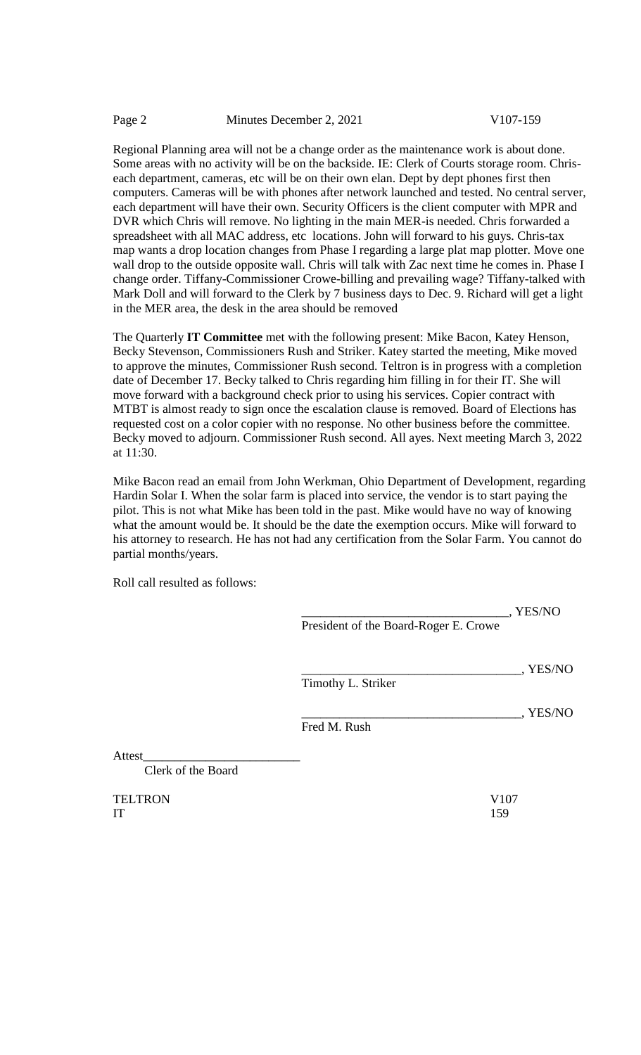Regional Planning area will not be a change order as the maintenance work is about done. Some areas with no activity will be on the backside. IE: Clerk of Courts storage room. Chris-each department, cameras, etc will be on their own elan. Dept by dept phones first then computers. Cameras will be with phones after network launched and tested. No central server, each department will have their own. Security Officers is the client computer with MPR and DVR which Chris will remove. No lighting in the main MER-is needed. Chris forwarded a spreadsheet with all MAC address, etc locations. John will forward to his guys. Chris-tax map wants a drop location changes from Phase I regarding a large plat map plotter. Move one wall drop to the outside opposite wall. Chris will talk with Zac next time he comes in. Phase I change order. Tiffany-Commissioner Crowe-billing and prevailing wage? Tiffany-talked with Mark Doll and will forward to the Clerk by 7 business days to Dec. 9. Richard will get a light in the MER area, the desk in the area should be removed

The Quarterly **IT Committee** met with the following present: Mike Bacon, Katey Henson, Becky Stevenson, Commissioners Rush and Striker. Katey started the meeting, Mike moved to approve the minutes, Commissioner Rush second. Teltron is in progress with a completion date of December 17. Becky talked to Chris regarding him filling in for their IT. She will move forward with a background check prior to using his services. Copier contract with MTBT is almost ready to sign once the escalation clause is removed. Board of Elections has requested cost on a color copier with no response. No other business before the committee. Becky moved to adjourn. Commissioner Rush second. All ayes. Next meeting March 3, 2022 at 11:30.

Mike Bacon read an email from John Werkman, Ohio Department of Development, regarding Hardin Solar I. When the solar farm is placed into service, the vendor is to start paying the pilot. This is not what Mike has been told in the past. Mike would have no way of knowing what the amount would be. It should be the date the exemption occurs. Mike will forward to his attorney to research. He has not had any certification from the Solar Farm. You cannot do partial months/years.

Roll call resulted as follows:

________________________________, YES/NO
President of the Board-Roger E. Crowe

__________________________________, YES/NO
Timothy L. Striker

__________________________________, YES/NO
Fred M. Rush

Attest________________________
Clerk of the Board

TELTRON V107
IT 159